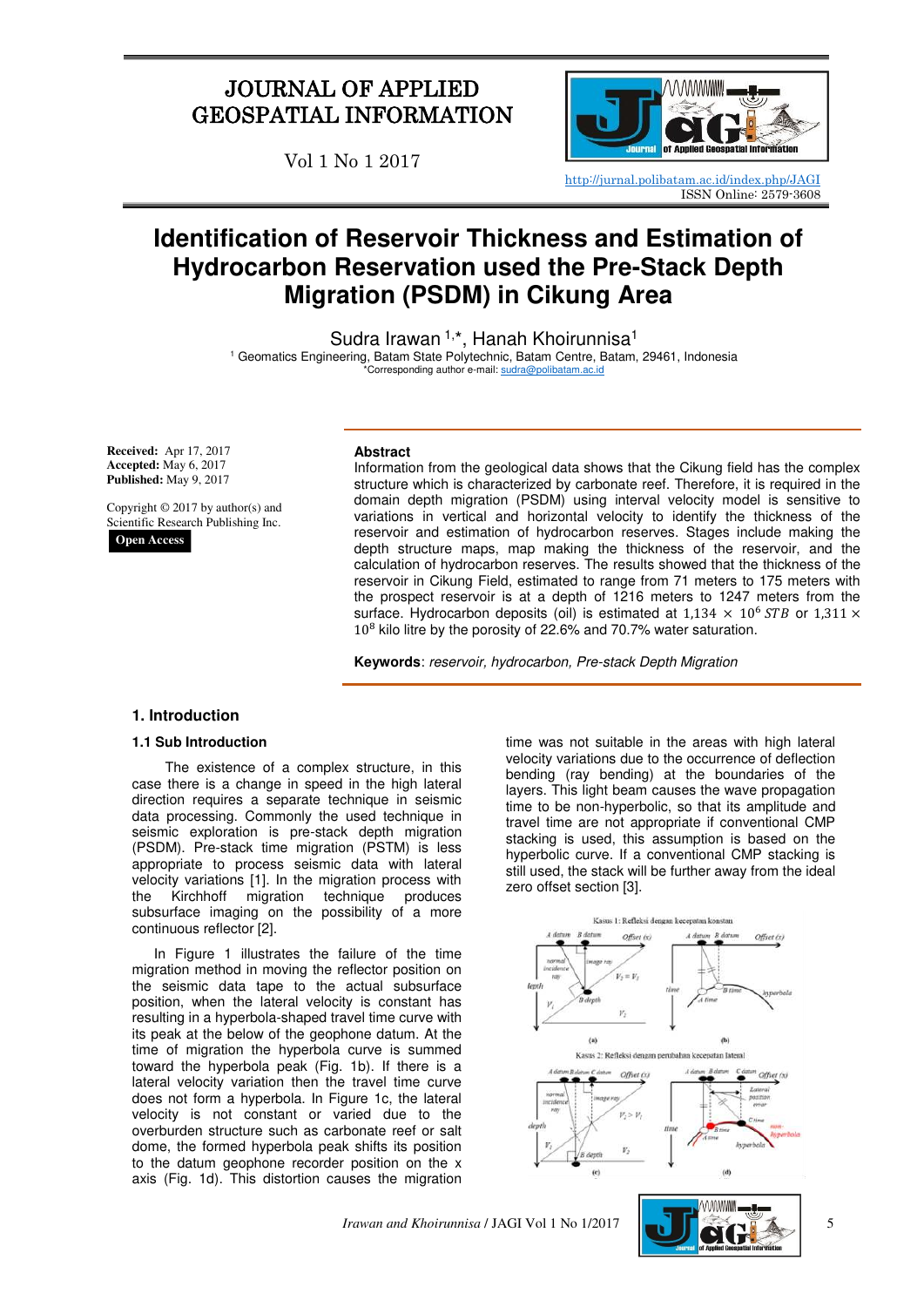# Identification of Reservoir Thickness and Estimation of Hydrocarbon Reservation used the Pre-Stack Depth Migration (PSDM) in Cikung Area

Sudra Irawan [1,*], Hanah Khoirunnisa[1]

[1] Geomatics Engineering, Batam State Polytechnic, Batam Centre, Batam, 29461, Indonesia
*Corresponding author e-mail: sudra@polibatam.ac.id

**Received:** Apr 17, 2017
**Accepted:** May 6, 2017
**Published:** May 9, 2017

Copyright © 2017 by author(s) and Scientific Research Publishing Inc.

**Open Access**

## Abstract

Information from the geological data shows that the Cikung field has the complex structure which is characterized by carbonate reef. Therefore, it is required in the domain depth migration (PSDM) using interval velocity model is sensitive to variations in vertical and horizontal velocity to identify the thickness of the reservoir and estimation of hydrocarbon reserves. Stages include making the depth structure maps, map making the thickness of the reservoir, and the calculation of hydrocarbon reserves. The results showed that the thickness of the reservoir in Cikung Field, estimated to range from 71 meters to 175 meters with the prospect reservoir is at a depth of 1216 meters to 1247 meters from the surface. Hydrocarbon deposits (oil) is estimated at $1{,}134 \times 10^{6}\ STB$ or $1{,}311 \times 10^{8}$ kilo litre by the porosity of 22.6% and 70.7% water saturation.

**Keywords**: *reservoir, hydrocarbon, Pre-stack Depth Migration*

## 1. Introduction

### 1.1 Sub Introduction

The existence of a complex structure, in this case there is a change in speed in the high lateral direction requires a separate technique in seismic data processing. Commonly the used technique in seismic exploration is pre-stack depth migration (PSDM). Pre-stack time migration (PSTM) is less appropriate to process seismic data with lateral velocity variations [1]. In the migration process with the Kirchhoff migration technique produces subsurface imaging on the possibility of a more continuous reflector [2].

In Figure 1 illustrates the failure of the time migration method in moving the reflector position on the seismic data tape to the actual subsurface position, when the lateral velocity is constant has resulting in a hyperbola-shaped travel time curve with its peak at the below of the geophone datum. At the time of migration the hyperbola curve is summed toward the hyperbola peak (Fig. 1b). If there is a lateral velocity variation then the travel time curve does not form a hyperbola. In Figure 1c, the lateral velocity is not constant or varied due to the overburden structure such as carbonate reef or salt dome, the formed hyperbola peak shifts its position to the datum geophone recorder position on the x axis (Fig. 1d). This distortion causes the migration time was not suitable in the areas with high lateral velocity variations due to the occurrence of deflection bending (ray bending) at the boundaries of the layers. This light beam causes the wave propagation time to be non-hyperbolic, so that its amplitude and travel time are not appropriate if conventional CMP stacking is used, this assumption is based on the hyperbolic curve. If a conventional CMP stacking is still used, the stack will be further away from the ideal zero offset section [3].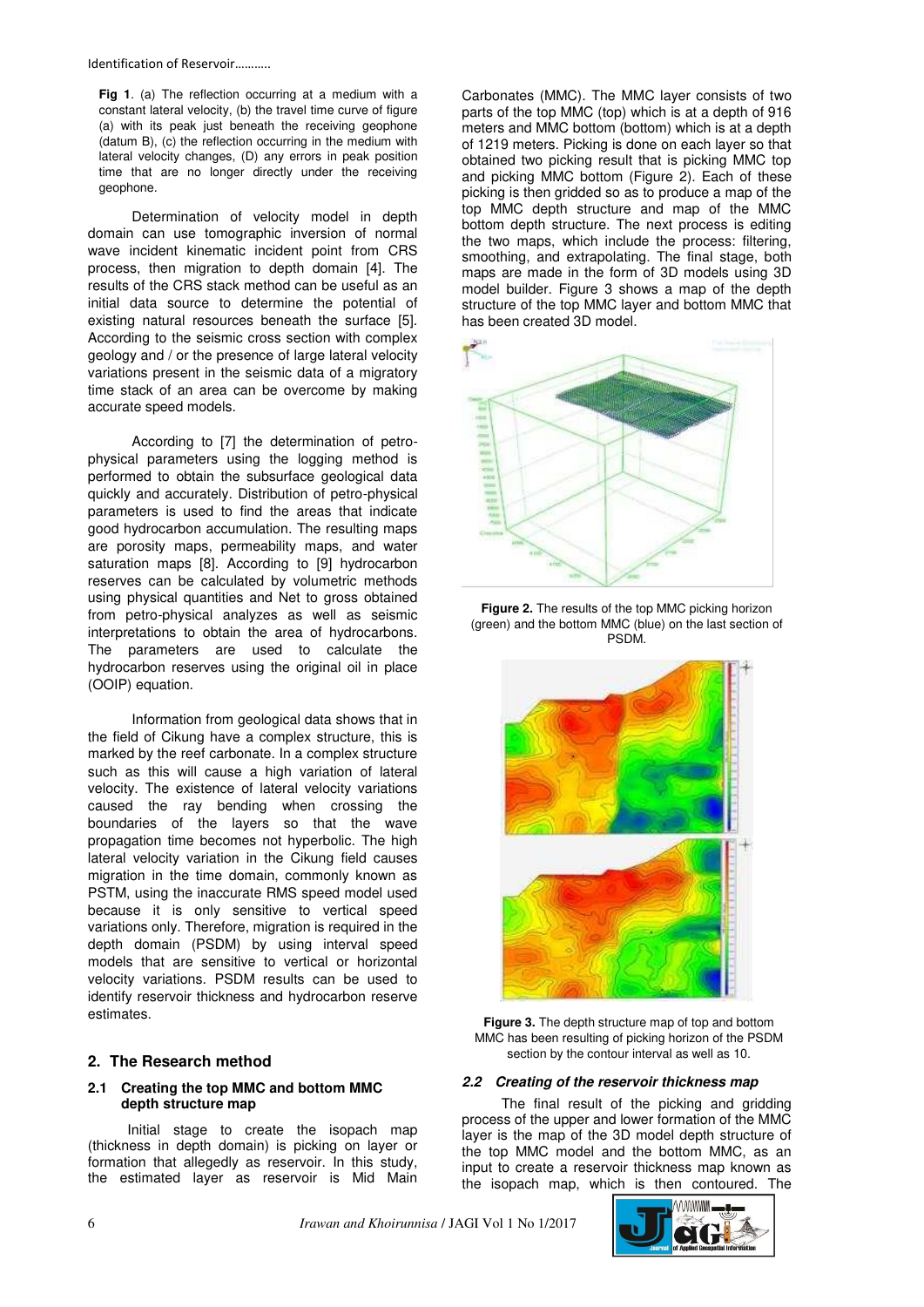**Fig 1**. (a) The reflection occurring at a medium with a constant lateral velocity, (b) the travel time curve of figure (a) with its peak just beneath the receiving geophone (datum B), (c) the reflection occurring in the medium with lateral velocity changes, (D) any errors in peak position time that are no longer directly under the receiving geophone.

Determination of velocity model in depth domain can use tomographic inversion of normal wave incident kinematic incident point from CRS process, then migration to depth domain [4]. The results of the CRS stack method can be useful as an initial data source to determine the potential of existing natural resources beneath the surface [5]. According to the seismic cross section with complex geology and / or the presence of large lateral velocity variations present in the seismic data of a migratory time stack of an area can be overcome by making accurate speed models.

According to [7] the determination of petro-physical parameters using the logging method is performed to obtain the subsurface geological data quickly and accurately. Distribution of petro-physical parameters is used to find the areas that indicate good hydrocarbon accumulation. The resulting maps are porosity maps, permeability maps, and water saturation maps [8]. According to [9] hydrocarbon reserves can be calculated by volumetric methods using physical quantities and Net to gross obtained from petro-physical analyzes as well as seismic interpretations to obtain the area of hydrocarbons. The parameters are used to calculate the hydrocarbon reserves using the original oil in place (OOIP) equation.

Information from geological data shows that in the field of Cikung have a complex structure, this is marked by the reef carbonate. In a complex structure such as this will cause a high variation of lateral velocity. The existence of lateral velocity variations caused the ray bending when crossing the boundaries of the layers so that the wave propagation time becomes not hyperbolic. The high lateral velocity variation in the Cikung field causes migration in the time domain, commonly known as PSTM, using the inaccurate RMS speed model used because it is only sensitive to vertical speed variations only. Therefore, migration is required in the depth domain (PSDM) by using interval speed models that are sensitive to vertical or horizontal velocity variations. PSDM results can be used to identify reservoir thickness and hydrocarbon reserve estimates.

## 2. The Research method

### 2.1 Creating the top MMC and bottom MMC depth structure map

Initial stage to create the isopach map (thickness in depth domain) is picking on layer or formation that allegedly as reservoir. In this study, the estimated layer as reservoir is Mid Main Carbonates (MMC). The MMC layer consists of two parts of the top MMC (top) which is at a depth of 916 meters and MMC bottom (bottom) which is at a depth of 1219 meters. Picking is done on each layer so that obtained two picking result that is picking MMC top and picking MMC bottom (Figure 2). Each of these picking is then gridded so as to produce a map of the top MMC depth structure and map of the MMC bottom depth structure. The next process is editing the two maps, which include the process: filtering, smoothing, and extrapolating. The final stage, both maps are made in the form of 3D models using 3D model builder. Figure 3 shows a map of the depth structure of the top MMC layer and bottom MMC that has been created 3D model.

**Figure 2.** The results of the top MMC picking horizon (green) and the bottom MMC (blue) on the last section of PSDM.

**Figure 3.** The depth structure map of top and bottom MMC has been resulting of picking horizon of the PSDM section by the contour interval as well as 10.

### *2.2 Creating of the reservoir thickness map*

The final result of the picking and gridding process of the upper and lower formation of the MMC layer is the map of the 3D model depth structure of the top MMC model and the bottom MMC, as an input to create a reservoir thickness map known as the isopach map, which is then contoured. The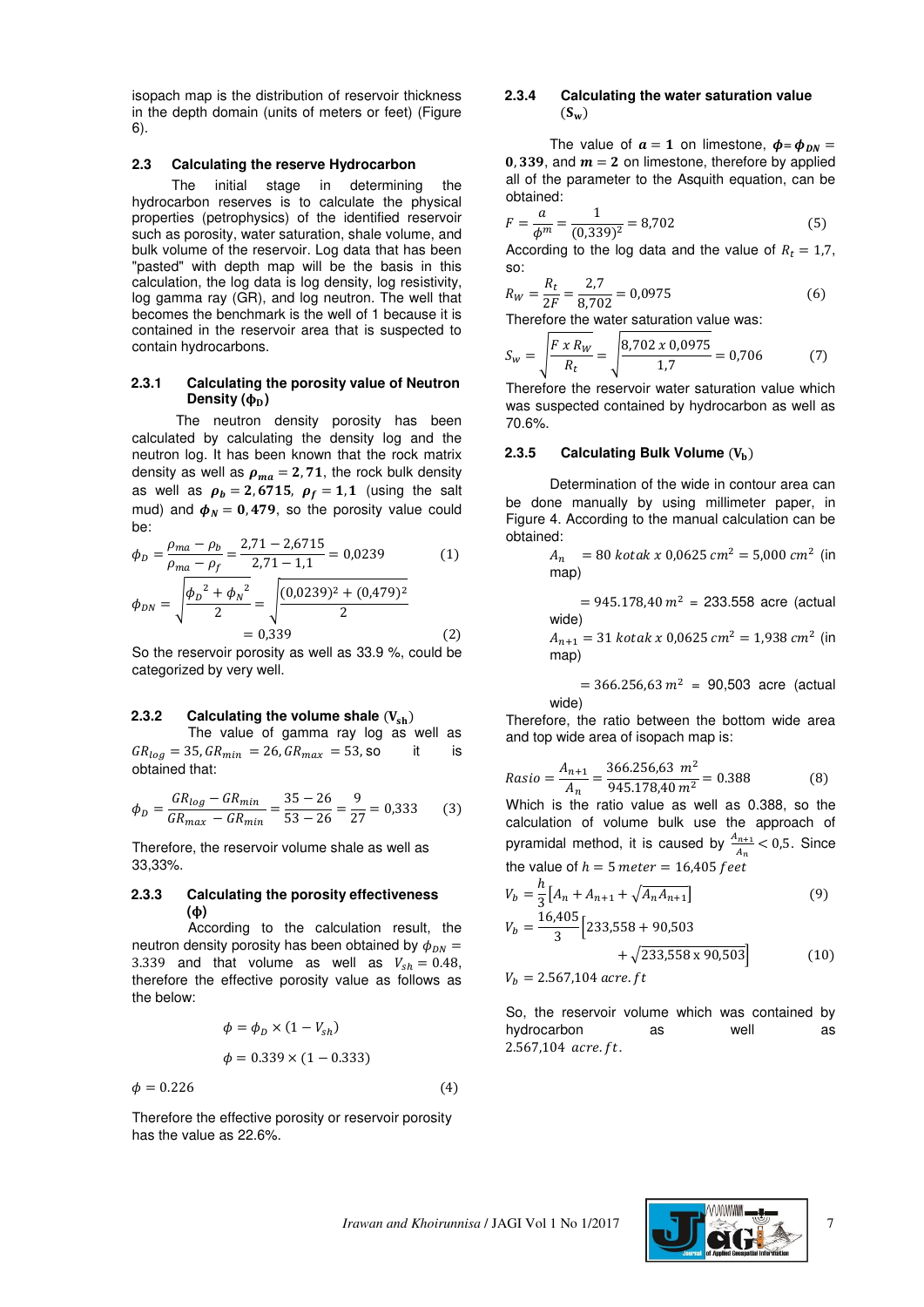isopach map is the distribution of reservoir thickness in the depth domain (units of meters or feet) (Figure 6).

### 2.3 Calculating the reserve Hydrocarbon

The initial stage in determining the hydrocarbon reserves is to calculate the physical properties (petrophysics) of the identified reservoir such as porosity, water saturation, shale volume, and bulk volume of the reservoir. Log data that has been "pasted" with depth map will be the basis in this calculation, the log data is log density, log resistivity, log gamma ray (GR), and log neutron. The well that becomes the benchmark is the well of 1 because it is contained in the reservoir area that is suspected to contain hydrocarbons.

#### 2.3.1 Calculating the porosity value of Neutron Density ($\phi_D$)

The neutron density porosity has been calculated by calculating the density log and the neutron log. It has been known that the rock matrix density as well as $\boldsymbol{\rho_{ma} = 2,71}$, the rock bulk density as well as $\boldsymbol{\rho_b = 2,6715}$, $\boldsymbol{\rho_f = 1,1}$ (using the salt mud) and $\boldsymbol{\phi_N = 0,479}$, so the porosity value could be:

$$\phi_D = \frac{\rho_{ma} - \rho_b}{\rho_{ma} - \rho_f} = \frac{2,71 - 2,6715}{2,71 - 1,1} = 0,0239 \qquad (1)$$

$$\phi_{DN} = \sqrt{\frac{{\phi_D}^2 + {\phi_N}^2}{2}} = \sqrt{\frac{(0,0239)^2 + (0,479)^2}{2}} = 0,339 \qquad (2)$$

So the reservoir porosity as well as 33.9 %, could be categorized by very well.

#### 2.3.2 Calculating the volume shale ($V_{sh}$)

The value of gamma ray log as well as $GR_{log} = 35, GR_{min} = 26, GR_{max} = 53$, so it is obtained that:

$$\phi_D = \frac{GR_{log} - GR_{min}}{GR_{max} - GR_{min}} = \frac{35 - 26}{53 - 26} = \frac{9}{27} = 0,333 \qquad (3)$$

Therefore, the reservoir volume shale as well as 33,33%.

#### 2.3.3 Calculating the porosity effectiveness ($\phi$)

According to the calculation result, the neutron density porosity has been obtained by $\phi_{DN} = 3.339$ and that volume as well as $V_{sh} = 0.48$, therefore the effective porosity value as follows as the below:

$$\phi = \phi_D \times (1 - V_{sh})$$

$$\phi = 0.339 \times (1 - 0.333)$$

$$\phi = 0.226 \qquad (4)$$

Therefore the effective porosity or reservoir porosity has the value as 22.6%.

#### 2.3.4 Calculating the water saturation value ($S_w$)

The value of $\boldsymbol{a = 1}$ on limestone, $\boldsymbol{\phi = \phi_{DN} = 0,339}$, and $\boldsymbol{m = 2}$ on limestone, therefore by applied all of the parameter to the Asquith equation, can be obtained:

$$F = \frac{a}{\phi^m} = \frac{1}{(0,339)^2} = 8,702 \qquad (5)$$

According to the log data and the value of $R_t = 1,7$, so:

$$R_W = \frac{R_t}{2F} = \frac{2,7}{8,702} = 0,0975 \qquad (6)$$

Therefore the water saturation value was:

$$S_w = \sqrt{\frac{F \ x \ R_W}{R_t}} = \sqrt{\frac{8,702 \ x \ 0,0975}{1,7}} = 0,706 \qquad (7)$$

Therefore the reservoir water saturation value which was suspected contained by hydrocarbon as well as 70.6%.

#### 2.3.5 Calculating Bulk Volume ($V_b$)

Determination of the wide in contour area can be done manually by using millimeter paper, in Figure 4. According to the manual calculation can be obtained:

$A_n$ $= 80 \ kotak \ x \ 0,0625 \ cm^2 = 5,000 \ cm^2$ (in map)

$= 945.178,40 \ m^2$ = 233.558 acre (actual wide)

$A_{n+1} = 31 \ kotak \ x \ 0,0625 \ cm^2 = 1,938 \ cm^2$ (in map)

$= 366.256,63 \ m^2$ = 90,503 acre (actual wide)

Therefore, the ratio between the bottom wide area and top wide area of isopach map is:

$$Rasio = \frac{A_{n+1}}{A_n} = \frac{366.256,63 \ m^2}{945.178,40 \ m^2} = 0.388 \qquad (8)$$

Which is the ratio value as well as 0.388, so the calculation of volume bulk use the approach of pyramidal method, it is caused by $\frac{A_{n+1}}{A_n} < 0,5$. Since the value of $h = 5 \ meter = 16,405 \ feet$

$$V_b = \frac{h}{3}\left[A_n + A_{n+1} + \sqrt{A_n A_{n+1}}\right] \qquad (9)$$

$$V_b = \frac{16,405}{3}\left[233,558 + 90,503 + \sqrt{233,558 \ x \ 90,503}\right] \qquad (10)$$

$$V_b = 2.567,104 \ acre.ft$$

So, the reservoir volume which was contained by hydrocarbon as well as $2.567,104 \ acre.ft$.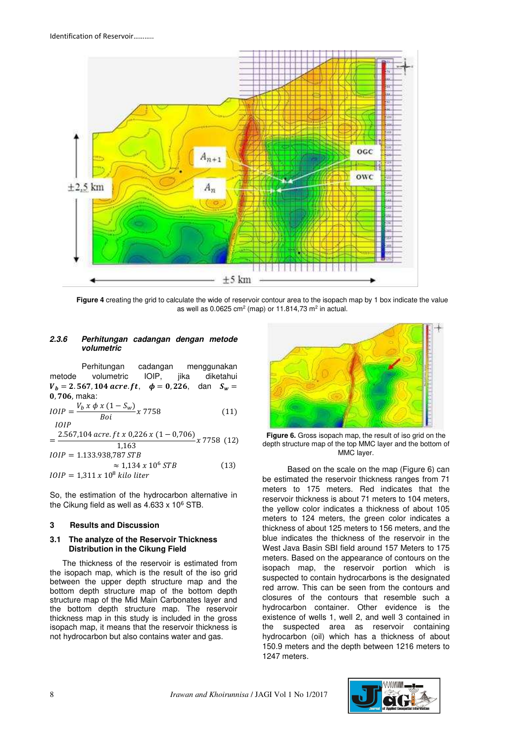Figure 4 creating the grid to calculate the wide of reservoir contour area to the isopach map by 1 box indicate the value as well as 0.0625 cm² (map) or 11.814,73 m² in actual.

#### 2.3.6 Perhitungan cadangan dengan metode volumetric

Perhitungan cadangan menggunakan metode volumetric IOIP, jika diketahui $V_b = 2.567,104\ acre.ft$, $\phi = 0,226$, dan $S_w = 0,706$, maka:

$$IOIP = \frac{V_b\ x\ \phi\ x\ (1 - S_w)}{Boi} x\ 7758 \quad (11)$$

$$IOIP = \frac{2.567,104\ acre.ft\ x\ 0,226\ x\ (1 - 0,706)}{1,163} x\ 7758 \quad (12)$$

$$IOIP = 1.133.938,787\ STB$$

$$\approx 1,134\ x\ 10^6\ STB \quad (13)$$

$$IOIP = 1,311\ x\ 10^8\ kilo\ liter$$

So, the estimation of the hydrocarbon alternative in the Cikung field as well as 4.633 x $10^6$ STB.

## 3 Results and Discussion

### 3.1 The analyze of the Reservoir Thickness Distribution in the Cikung Field

The thickness of the reservoir is estimated from the isopach map, which is the result of the iso grid between the upper depth structure map and the bottom depth structure map of the bottom depth structure map of the Mid Main Carbonates layer and the bottom depth structure map. The reservoir thickness map in this study is included in the gross isopach map, it means that the reservoir thickness is not hydrocarbon but also contains water and gas.

**Figure 6.** Gross isopach map, the result of iso grid on the depth structure map of the top MMC layer and the bottom of MMC layer.

Based on the scale on the map (Figure 6) can be estimated the reservoir thickness ranges from 71 meters to 175 meters. Red indicates that the reservoir thickness is about 71 meters to 104 meters, the yellow color indicates a thickness of about 105 meters to 124 meters, the green color indicates a thickness of about 125 meters to 156 meters, and the blue indicates the thickness of the reservoir in the West Java Basin SBI field around 157 Meters to 175 meters. Based on the appearance of contours on the isopach map, the reservoir portion which is suspected to contain hydrocarbons is the designated red arrow. This can be seen from the contours and closures of the contours that resemble such a hydrocarbon container. Other evidence is the existence of wells 1, well 2, and well 3 contained in the suspected area as reservoir containing hydrocarbon (oil) which has a thickness of about 150.9 meters and the depth between 1216 meters to 1247 meters.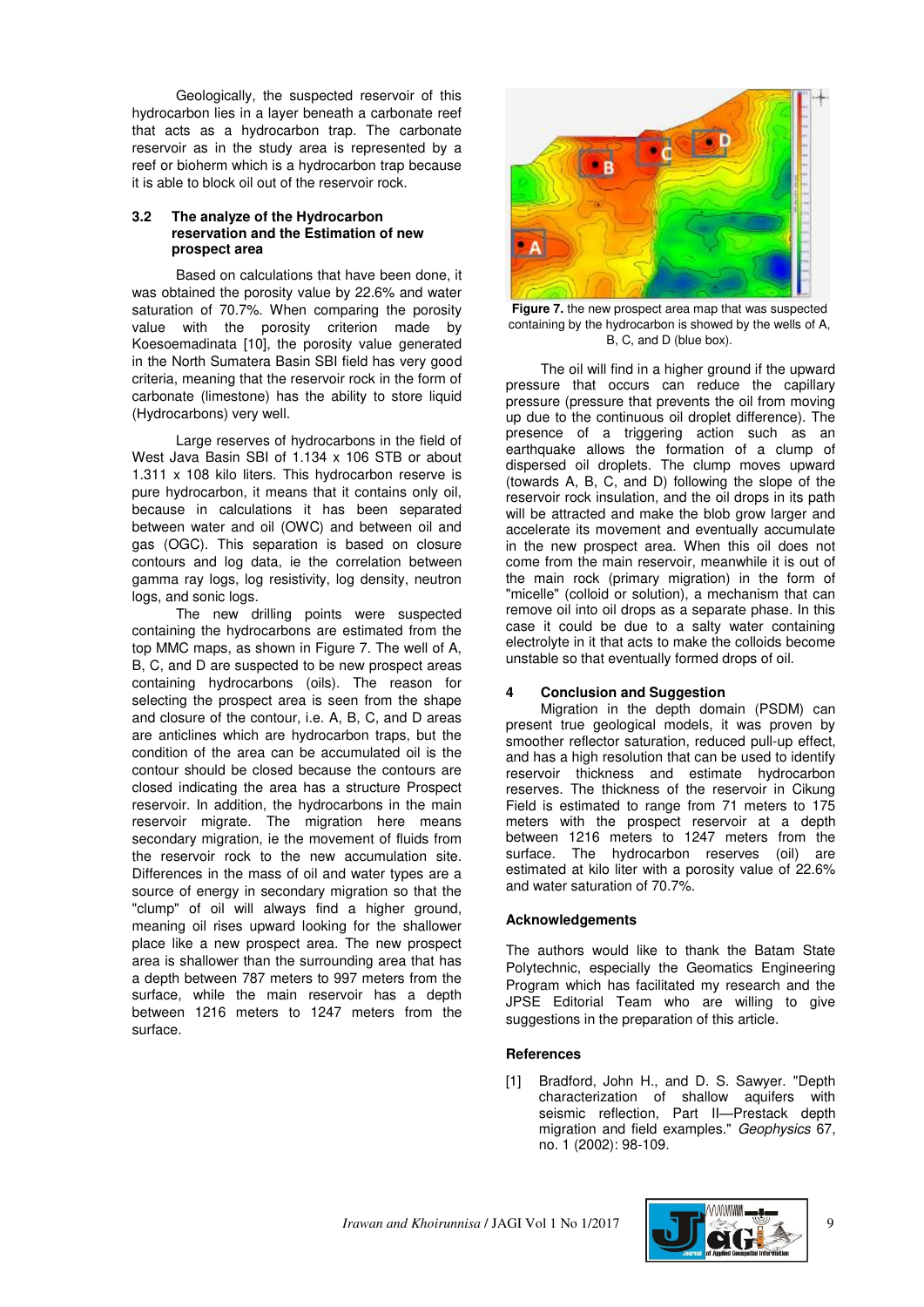Geologically, the suspected reservoir of this hydrocarbon lies in a layer beneath a carbonate reef that acts as a hydrocarbon trap. The carbonate reservoir as in the study area is represented by a reef or bioherm which is a hydrocarbon trap because it is able to block oil out of the reservoir rock.

### 3.2 The analyze of the Hydrocarbon reservation and the Estimation of new prospect area

Based on calculations that have been done, it was obtained the porosity value by 22.6% and water saturation of 70.7%. When comparing the porosity value with the porosity criterion made by Koesoemadinata [10], the porosity value generated in the North Sumatera Basin SBI field has very good criteria, meaning that the reservoir rock in the form of carbonate (limestone) has the ability to store liquid (Hydrocarbons) very well.

Large reserves of hydrocarbons in the field of West Java Basin SBI of 1.134 x 106 STB or about 1.311 x 108 kilo liters. This hydrocarbon reserve is pure hydrocarbon, it means that it contains only oil, because in calculations it has been separated between water and oil (OWC) and between oil and gas (OGC). This separation is based on closure contours and log data, ie the correlation between gamma ray logs, log resistivity, log density, neutron logs, and sonic logs.

The new drilling points were suspected containing the hydrocarbons are estimated from the top MMC maps, as shown in Figure 7. The well of A, B, C, and D are suspected to be new prospect areas containing hydrocarbons (oils). The reason for selecting the prospect area is seen from the shape and closure of the contour, i.e. A, B, C, and D areas are anticlines which are hydrocarbon traps, but the condition of the area can be accumulated oil is the contour should be closed because the contours are closed indicating the area has a structure Prospect reservoir. In addition, the hydrocarbons in the main reservoir migrate. The migration here means secondary migration, ie the movement of fluids from the reservoir rock to the new accumulation site. Differences in the mass of oil and water types are a source of energy in secondary migration so that the "clump" of oil will always find a higher ground, meaning oil rises upward looking for the shallower place like a new prospect area. The new prospect area is shallower than the surrounding area that has a depth between 787 meters to 997 meters from the surface, while the main reservoir has a depth between 1216 meters to 1247 meters from the surface.

**Figure 7.** the new prospect area map that was suspected containing by the hydrocarbon is showed by the wells of A, B, C, and D (blue box).

The oil will find in a higher ground if the upward pressure that occurs can reduce the capillary pressure (pressure that prevents the oil from moving up due to the continuous oil droplet difference). The presence of a triggering action such as an earthquake allows the formation of a clump of dispersed oil droplets. The clump moves upward (towards A, B, C, and D) following the slope of the reservoir rock insulation, and the oil drops in its path will be attracted and make the blob grow larger and accelerate its movement and eventually accumulate in the new prospect area. When this oil does not come from the main reservoir, meanwhile it is out of the main rock (primary migration) in the form of "micelle" (colloid or solution), a mechanism that can remove oil into oil drops as a separate phase. In this case it could be due to a salty water containing electrolyte in it that acts to make the colloids become unstable so that eventually formed drops of oil.

## 4 Conclusion and Suggestion

Migration in the depth domain (PSDM) can present true geological models, it was proven by smoother reflector saturation, reduced pull-up effect, and has a high resolution that can be used to identify reservoir thickness and estimate hydrocarbon reserves. The thickness of the reservoir in Cikung Field is estimated to range from 71 meters to 175 meters with the prospect reservoir at a depth between 1216 meters to 1247 meters from the surface. The hydrocarbon reserves (oil) are estimated at kilo liter with a porosity value of 22.6% and water saturation of 70.7%.

## Acknowledgements

The authors would like to thank the Batam State Polytechnic, especially the Geomatics Engineering Program which has facilitated my research and the JPSE Editorial Team who are willing to give suggestions in the preparation of this article.

## References

[1] Bradford, John H., and D. S. Sawyer. "Depth characterization of shallow aquifers with seismic reflection, Part II—Prestack depth migration and field examples." *Geophysics* 67, no. 1 (2002): 98-109.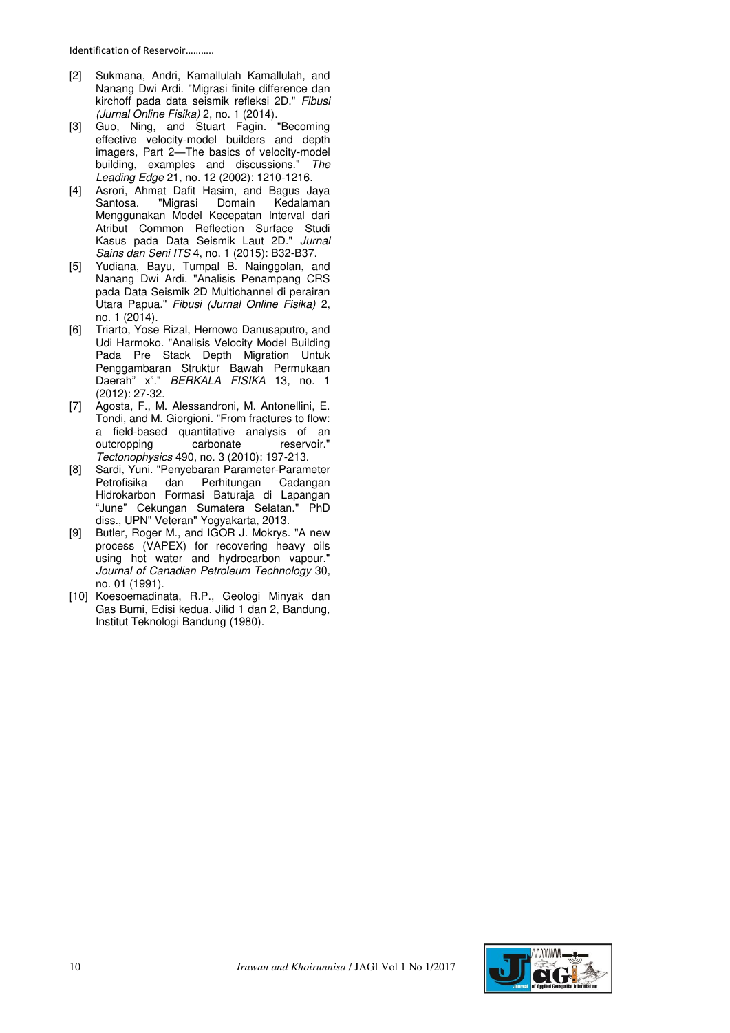[2] Sukmana, Andri, Kamallulah Kamallulah, and Nanang Dwi Ardi. "Migrasi finite difference dan kirchoff pada data seismik refleksi 2D." *Fibusi (Jurnal Online Fisika)* 2, no. 1 (2014).

[3] Guo, Ning, and Stuart Fagin. "Becoming effective velocity-model builders and depth imagers, Part 2—The basics of velocity-model building, examples and discussions." *The Leading Edge* 21, no. 12 (2002): 1210-1216.

[4] Asrori, Ahmat Dafit Hasim, and Bagus Jaya Santosa. "Migrasi Domain Kedalaman Menggunakan Model Kecepatan Interval dari Atribut Common Reflection Surface Studi Kasus pada Data Seismik Laut 2D." *Jurnal Sains dan Seni ITS* 4, no. 1 (2015): B32-B37.

[5] Yudiana, Bayu, Tumpal B. Nainggolan, and Nanang Dwi Ardi. "Analisis Penampang CRS pada Data Seismik 2D Multichannel di perairan Utara Papua." *Fibusi (Jurnal Online Fisika)* 2, no. 1 (2014).

[6] Triarto, Yose Rizal, Hernowo Danusaputro, and Udi Harmoko. "Analisis Velocity Model Building Pada Pre Stack Depth Migration Untuk Penggambaran Struktur Bawah Permukaan Daerah" x"." *BERKALA FISIKA* 13, no. 1 (2012): 27-32.

[7] Agosta, F., M. Alessandroni, M. Antonellini, E. Tondi, and M. Giorgioni. "From fractures to flow: a field-based quantitative analysis of an outcropping carbonate reservoir." *Tectonophysics* 490, no. 3 (2010): 197-213.

[8] Sardi, Yuni. "Penyebaran Parameter-Parameter Petrofisika dan Perhitungan Cadangan Hidrokarbon Formasi Baturaja di Lapangan "June" Cekungan Sumatera Selatan." PhD diss., UPN" Veteran" Yogyakarta, 2013.

[9] Butler, Roger M., and IGOR J. Mokrys. "A new process (VAPEX) for recovering heavy oils using hot water and hydrocarbon vapour." *Journal of Canadian Petroleum Technology* 30, no. 01 (1991).

[10] Koesoemadinata, R.P., Geologi Minyak dan Gas Bumi, Edisi kedua. Jilid 1 dan 2, Bandung, Institut Teknologi Bandung (1980).